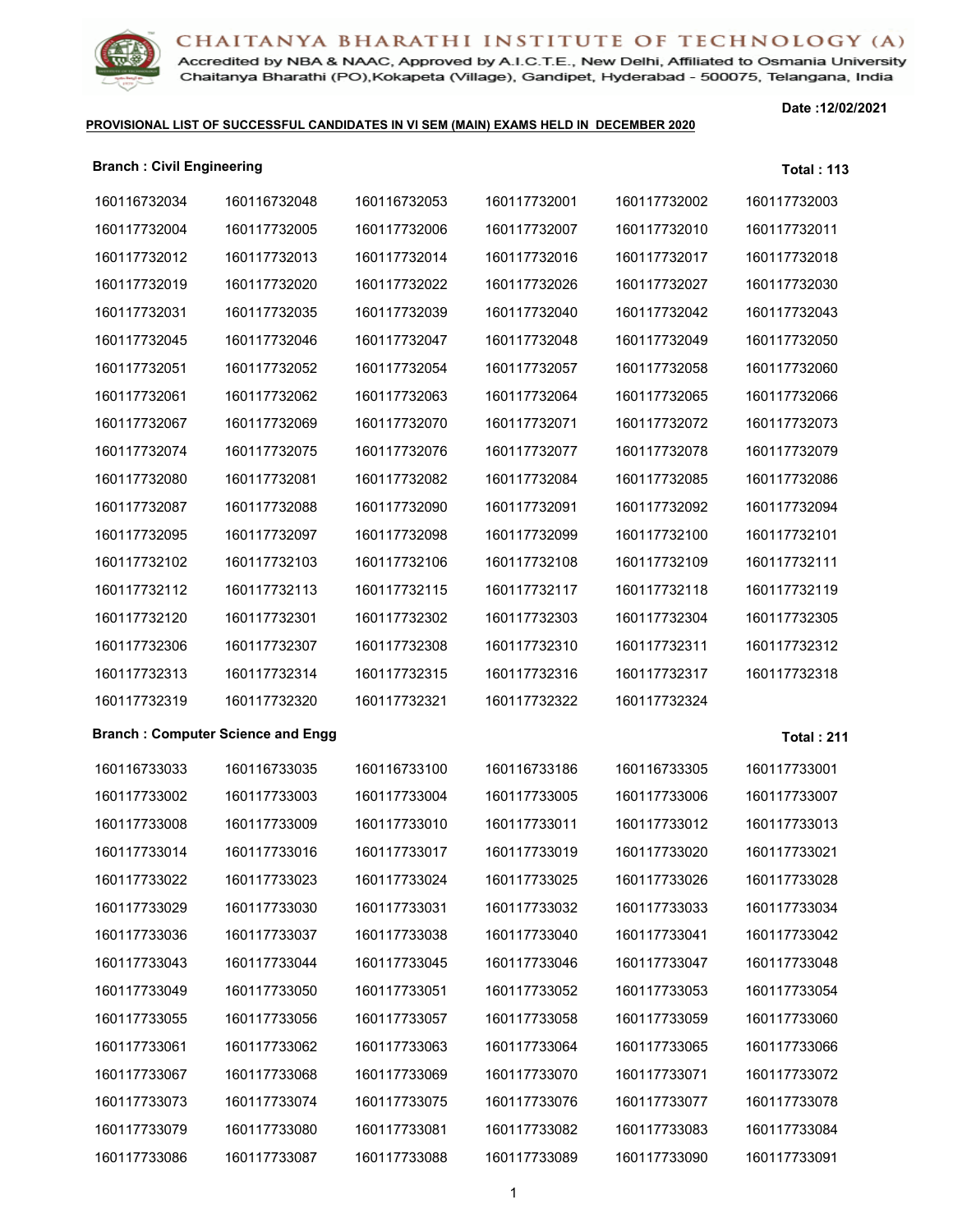**CHAITANYA BHARATHI INSTITUTE OF TECHNOLOGY (A)**

Accredited by NBA & NAAC, Approved by A.I.C.T.E., New Delhi, Affiliated to Osmania University

Chaitanya Bharathi (PO),Kokapeta (Village), Gandipet, Hyderabad - 500075, Telangana, India

Date :12/02/2021

**PROVISIONAL LIST OF SUCCESSFUL CANDIDATES IN VI SEM (MAIN) EXAMS HELD IN DECEMBER 2020**

**Branch : Civil Engineering** **Total : 113**

| | | | | | |
|---|---|---|---|---|---|
| 160116732034 | 160116732048 | 160116732053 | 160117732001 | 160117732002 | 160117732003 |
| 160117732004 | 160117732005 | 160117732006 | 160117732007 | 160117732010 | 160117732011 |
| 160117732012 | 160117732013 | 160117732014 | 160117732016 | 160117732017 | 160117732018 |
| 160117732019 | 160117732020 | 160117732022 | 160117732026 | 160117732027 | 160117732030 |
| 160117732031 | 160117732035 | 160117732039 | 160117732040 | 160117732042 | 160117732043 |
| 160117732045 | 160117732046 | 160117732047 | 160117732048 | 160117732049 | 160117732050 |
| 160117732051 | 160117732052 | 160117732054 | 160117732057 | 160117732058 | 160117732060 |
| 160117732061 | 160117732062 | 160117732063 | 160117732064 | 160117732065 | 160117732066 |
| 160117732067 | 160117732069 | 160117732070 | 160117732071 | 160117732072 | 160117732073 |
| 160117732074 | 160117732075 | 160117732076 | 160117732077 | 160117732078 | 160117732079 |
| 160117732080 | 160117732081 | 160117732082 | 160117732084 | 160117732085 | 160117732086 |
| 160117732087 | 160117732088 | 160117732090 | 160117732091 | 160117732092 | 160117732094 |
| 160117732095 | 160117732097 | 160117732098 | 160117732099 | 160117732100 | 160117732101 |
| 160117732102 | 160117732103 | 160117732106 | 160117732108 | 160117732109 | 160117732111 |
| 160117732112 | 160117732113 | 160117732115 | 160117732117 | 160117732118 | 160117732119 |
| 160117732120 | 160117732301 | 160117732302 | 160117732303 | 160117732304 | 160117732305 |
| 160117732306 | 160117732307 | 160117732308 | 160117732310 | 160117732311 | 160117732312 |
| 160117732313 | 160117732314 | 160117732315 | 160117732316 | 160117732317 | 160117732318 |
| 160117732319 | 160117732320 | 160117732321 | 160117732322 | 160117732324 | |

**Branch : Computer Science and Engg** **Total : 211**

| | | | | | |
|---|---|---|---|---|---|
| 160116733033 | 160116733035 | 160116733100 | 160116733186 | 160116733305 | 160117733001 |
| 160117733002 | 160117733003 | 160117733004 | 160117733005 | 160117733006 | 160117733007 |
| 160117733008 | 160117733009 | 160117733010 | 160117733011 | 160117733012 | 160117733013 |
| 160117733014 | 160117733016 | 160117733017 | 160117733019 | 160117733020 | 160117733021 |
| 160117733022 | 160117733023 | 160117733024 | 160117733025 | 160117733026 | 160117733028 |
| 160117733029 | 160117733030 | 160117733031 | 160117733032 | 160117733033 | 160117733034 |
| 160117733036 | 160117733037 | 160117733038 | 160117733040 | 160117733041 | 160117733042 |
| 160117733043 | 160117733044 | 160117733045 | 160117733046 | 160117733047 | 160117733048 |
| 160117733049 | 160117733050 | 160117733051 | 160117733052 | 160117733053 | 160117733054 |
| 160117733055 | 160117733056 | 160117733057 | 160117733058 | 160117733059 | 160117733060 |
| 160117733061 | 160117733062 | 160117733063 | 160117733064 | 160117733065 | 160117733066 |
| 160117733067 | 160117733068 | 160117733069 | 160117733070 | 160117733071 | 160117733072 |
| 160117733073 | 160117733074 | 160117733075 | 160117733076 | 160117733077 | 160117733078 |
| 160117733079 | 160117733080 | 160117733081 | 160117733082 | 160117733083 | 160117733084 |
| 160117733086 | 160117733087 | 160117733088 | 160117733089 | 160117733090 | 160117733091 |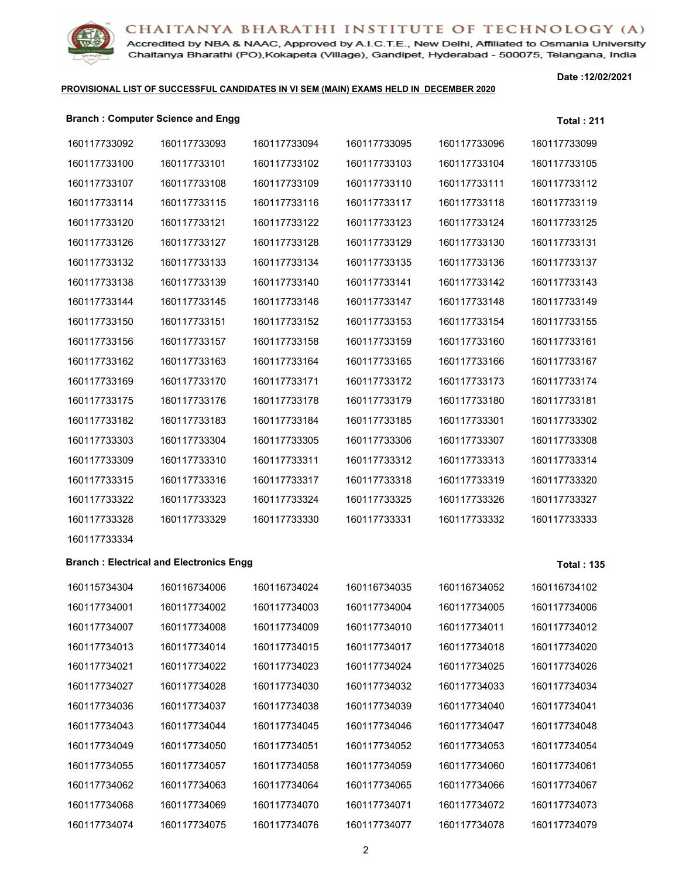CHAITANYA BHARATHI INSTITUTE OF TECHNOLOGY (A)

Accredited by NBA & NAAC, Approved by A.I.C.T.E., New Delhi, Affiliated to Osmania University
Chaitanya Bharathi (PO),Kokapeta (Village), Gandipet, Hyderabad - 500075, Telangana, India

Date :12/02/2021

**PROVISIONAL LIST OF SUCCESSFUL CANDIDATES IN VI SEM (MAIN) EXAMS HELD IN DECEMBER 2020**

**Branch : Computer Science and Engg** **Total : 211**

| | | | | | |
|---|---|---|---|---|---|
| 160117733092 | 160117733093 | 160117733094 | 160117733095 | 160117733096 | 160117733099 |
| 160117733100 | 160117733101 | 160117733102 | 160117733103 | 160117733104 | 160117733105 |
| 160117733107 | 160117733108 | 160117733109 | 160117733110 | 160117733111 | 160117733112 |
| 160117733114 | 160117733115 | 160117733116 | 160117733117 | 160117733118 | 160117733119 |
| 160117733120 | 160117733121 | 160117733122 | 160117733123 | 160117733124 | 160117733125 |
| 160117733126 | 160117733127 | 160117733128 | 160117733129 | 160117733130 | 160117733131 |
| 160117733132 | 160117733133 | 160117733134 | 160117733135 | 160117733136 | 160117733137 |
| 160117733138 | 160117733139 | 160117733140 | 160117733141 | 160117733142 | 160117733143 |
| 160117733144 | 160117733145 | 160117733146 | 160117733147 | 160117733148 | 160117733149 |
| 160117733150 | 160117733151 | 160117733152 | 160117733153 | 160117733154 | 160117733155 |
| 160117733156 | 160117733157 | 160117733158 | 160117733159 | 160117733160 | 160117733161 |
| 160117733162 | 160117733163 | 160117733164 | 160117733165 | 160117733166 | 160117733167 |
| 160117733169 | 160117733170 | 160117733171 | 160117733172 | 160117733173 | 160117733174 |
| 160117733175 | 160117733176 | 160117733178 | 160117733179 | 160117733180 | 160117733181 |
| 160117733182 | 160117733183 | 160117733184 | 160117733185 | 160117733301 | 160117733302 |
| 160117733303 | 160117733304 | 160117733305 | 160117733306 | 160117733307 | 160117733308 |
| 160117733309 | 160117733310 | 160117733311 | 160117733312 | 160117733313 | 160117733314 |
| 160117733315 | 160117733316 | 160117733317 | 160117733318 | 160117733319 | 160117733320 |
| 160117733322 | 160117733323 | 160117733324 | 160117733325 | 160117733326 | 160117733327 |
| 160117733328 | 160117733329 | 160117733330 | 160117733331 | 160117733332 | 160117733333 |
| 160117733334 | | | | | |

**Branch : Electrical and Electronics Engg** **Total : 135**

| | | | | | |
|---|---|---|---|---|---|
| 160115734304 | 160116734006 | 160116734024 | 160116734035 | 160116734052 | 160116734102 |
| 160117734001 | 160117734002 | 160117734003 | 160117734004 | 160117734005 | 160117734006 |
| 160117734007 | 160117734008 | 160117734009 | 160117734010 | 160117734011 | 160117734012 |
| 160117734013 | 160117734014 | 160117734015 | 160117734017 | 160117734018 | 160117734020 |
| 160117734021 | 160117734022 | 160117734023 | 160117734024 | 160117734025 | 160117734026 |
| 160117734027 | 160117734028 | 160117734030 | 160117734032 | 160117734033 | 160117734034 |
| 160117734036 | 160117734037 | 160117734038 | 160117734039 | 160117734040 | 160117734041 |
| 160117734043 | 160117734044 | 160117734045 | 160117734046 | 160117734047 | 160117734048 |
| 160117734049 | 160117734050 | 160117734051 | 160117734052 | 160117734053 | 160117734054 |
| 160117734055 | 160117734057 | 160117734058 | 160117734059 | 160117734060 | 160117734061 |
| 160117734062 | 160117734063 | 160117734064 | 160117734065 | 160117734066 | 160117734067 |
| 160117734068 | 160117734069 | 160117734070 | 160117734071 | 160117734072 | 160117734073 |
| 160117734074 | 160117734075 | 160117734076 | 160117734077 | 160117734078 | 160117734079 |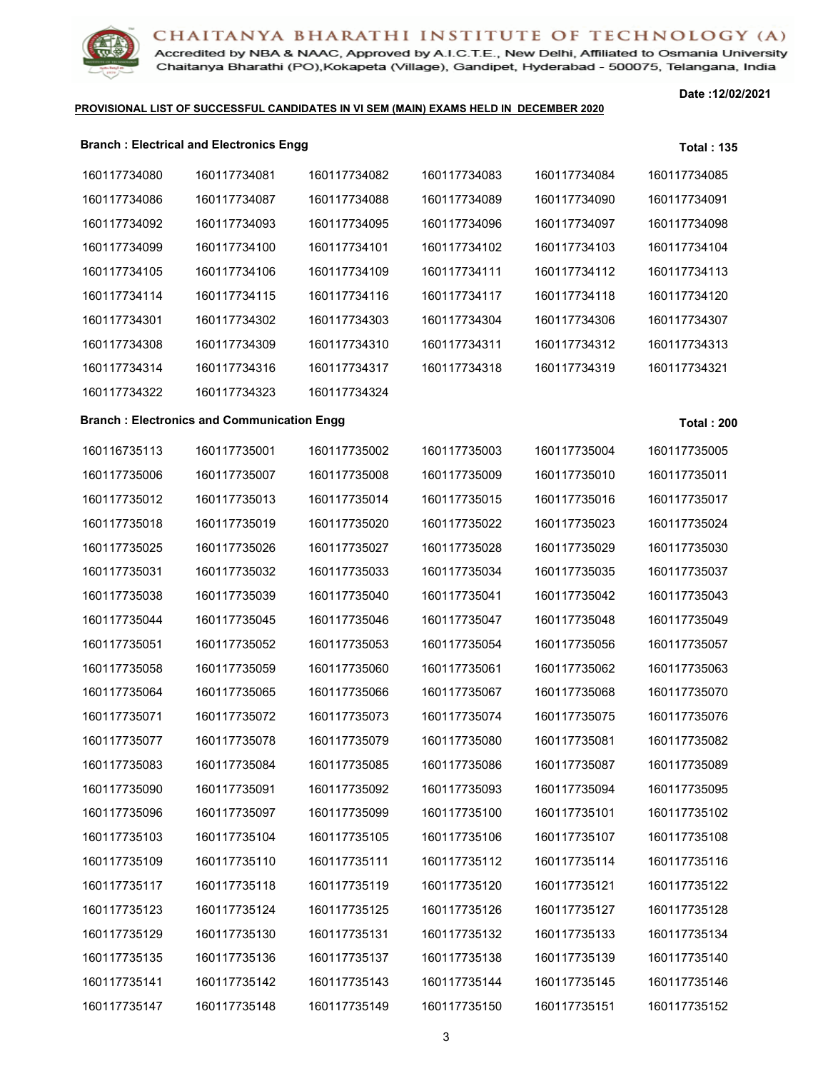**CHAITANYA BHARATHI INSTITUTE OF TECHNOLOGY (A)**

Accredited by NBA & NAAC, Approved by A.I.C.T.E., New Delhi, Affiliated to Osmania University
Chaitanya Bharathi (PO),Kokapeta (Village), Gandipet, Hyderabad - 500075, Telangana, India

Date :12/02/2021

**PROVISIONAL LIST OF SUCCESSFUL CANDIDATES IN VI SEM (MAIN) EXAMS HELD IN DECEMBER 2020**

**Branch : Electrical and Electronics Engg** — **Total : 135**

| | | | | | |
|---|---|---|---|---|---|
| 160117734080 | 160117734081 | 160117734082 | 160117734083 | 160117734084 | 160117734085 |
| 160117734086 | 160117734087 | 160117734088 | 160117734089 | 160117734090 | 160117734091 |
| 160117734092 | 160117734093 | 160117734095 | 160117734096 | 160117734097 | 160117734098 |
| 160117734099 | 160117734100 | 160117734101 | 160117734102 | 160117734103 | 160117734104 |
| 160117734105 | 160117734106 | 160117734109 | 160117734111 | 160117734112 | 160117734113 |
| 160117734114 | 160117734115 | 160117734116 | 160117734117 | 160117734118 | 160117734120 |
| 160117734301 | 160117734302 | 160117734303 | 160117734304 | 160117734306 | 160117734307 |
| 160117734308 | 160117734309 | 160117734310 | 160117734311 | 160117734312 | 160117734313 |
| 160117734314 | 160117734316 | 160117734317 | 160117734318 | 160117734319 | 160117734321 |
| 160117734322 | 160117734323 | 160117734324 | | | |

**Branch : Electronics and Communication Engg** — **Total : 200**

| | | | | | |
|---|---|---|---|---|---|
| 160116735113 | 160117735001 | 160117735002 | 160117735003 | 160117735004 | 160117735005 |
| 160117735006 | 160117735007 | 160117735008 | 160117735009 | 160117735010 | 160117735011 |
| 160117735012 | 160117735013 | 160117735014 | 160117735015 | 160117735016 | 160117735017 |
| 160117735018 | 160117735019 | 160117735020 | 160117735022 | 160117735023 | 160117735024 |
| 160117735025 | 160117735026 | 160117735027 | 160117735028 | 160117735029 | 160117735030 |
| 160117735031 | 160117735032 | 160117735033 | 160117735034 | 160117735035 | 160117735037 |
| 160117735038 | 160117735039 | 160117735040 | 160117735041 | 160117735042 | 160117735043 |
| 160117735044 | 160117735045 | 160117735046 | 160117735047 | 160117735048 | 160117735049 |
| 160117735051 | 160117735052 | 160117735053 | 160117735054 | 160117735056 | 160117735057 |
| 160117735058 | 160117735059 | 160117735060 | 160117735061 | 160117735062 | 160117735063 |
| 160117735064 | 160117735065 | 160117735066 | 160117735067 | 160117735068 | 160117735070 |
| 160117735071 | 160117735072 | 160117735073 | 160117735074 | 160117735075 | 160117735076 |
| 160117735077 | 160117735078 | 160117735079 | 160117735080 | 160117735081 | 160117735082 |
| 160117735083 | 160117735084 | 160117735085 | 160117735086 | 160117735087 | 160117735089 |
| 160117735090 | 160117735091 | 160117735092 | 160117735093 | 160117735094 | 160117735095 |
| 160117735096 | 160117735097 | 160117735099 | 160117735100 | 160117735101 | 160117735102 |
| 160117735103 | 160117735104 | 160117735105 | 160117735106 | 160117735107 | 160117735108 |
| 160117735109 | 160117735110 | 160117735111 | 160117735112 | 160117735114 | 160117735116 |
| 160117735117 | 160117735118 | 160117735119 | 160117735120 | 160117735121 | 160117735122 |
| 160117735123 | 160117735124 | 160117735125 | 160117735126 | 160117735127 | 160117735128 |
| 160117735129 | 160117735130 | 160117735131 | 160117735132 | 160117735133 | 160117735134 |
| 160117735135 | 160117735136 | 160117735137 | 160117735138 | 160117735139 | 160117735140 |
| 160117735141 | 160117735142 | 160117735143 | 160117735144 | 160117735145 | 160117735146 |
| 160117735147 | 160117735148 | 160117735149 | 160117735150 | 160117735151 | 160117735152 |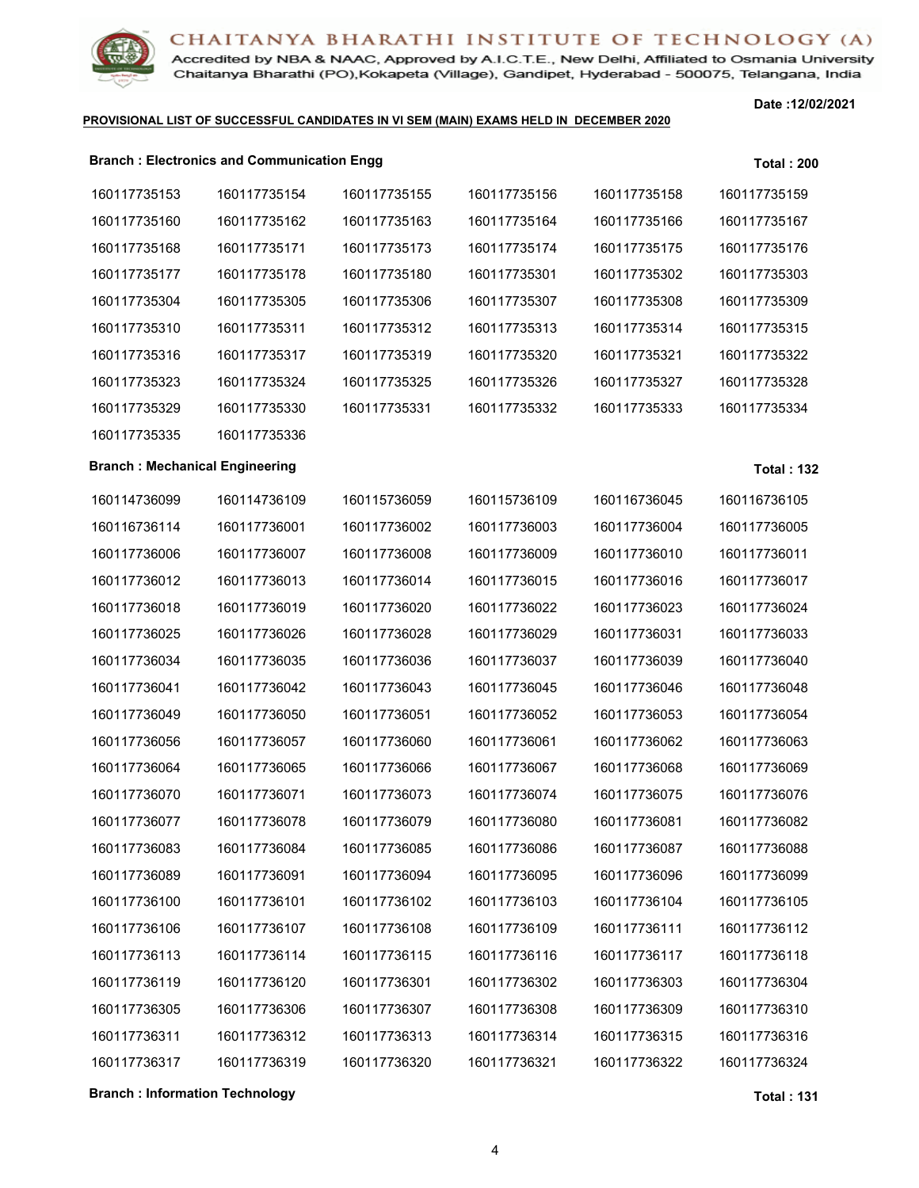# CHAITANYA BHARATHI INSTITUTE OF TECHNOLOGY (A)

Accredited by NBA & NAAC, Approved by A.I.C.T.E., New Delhi, Affiliated to Osmania University
Chaitanya Bharathi (PO),Kokapeta (Village), Gandipet, Hyderabad - 500075, Telangana, India

**Date :12/02/2021**

**PROVISIONAL LIST OF SUCCESSFUL CANDIDATES IN VI SEM (MAIN) EXAMS HELD IN DECEMBER 2020**

**Branch : Electronics and Communication Engg** **Total : 200**

| | | | | | |
|---|---|---|---|---|---|
| 160117735153 | 160117735154 | 160117735155 | 160117735156 | 160117735158 | 160117735159 |
| 160117735160 | 160117735162 | 160117735163 | 160117735164 | 160117735166 | 160117735167 |
| 160117735168 | 160117735171 | 160117735173 | 160117735174 | 160117735175 | 160117735176 |
| 160117735177 | 160117735178 | 160117735180 | 160117735301 | 160117735302 | 160117735303 |
| 160117735304 | 160117735305 | 160117735306 | 160117735307 | 160117735308 | 160117735309 |
| 160117735310 | 160117735311 | 160117735312 | 160117735313 | 160117735314 | 160117735315 |
| 160117735316 | 160117735317 | 160117735319 | 160117735320 | 160117735321 | 160117735322 |
| 160117735323 | 160117735324 | 160117735325 | 160117735326 | 160117735327 | 160117735328 |
| 160117735329 | 160117735330 | 160117735331 | 160117735332 | 160117735333 | 160117735334 |
| 160117735335 | 160117735336 | | | | |

**Branch : Mechanical Engineering** **Total : 132**

| | | | | | |
|---|---|---|---|---|---|
| 160114736099 | 160114736109 | 160115736059 | 160115736109 | 160116736045 | 160116736105 |
| 160116736114 | 160117736001 | 160117736002 | 160117736003 | 160117736004 | 160117736005 |
| 160117736006 | 160117736007 | 160117736008 | 160117736009 | 160117736010 | 160117736011 |
| 160117736012 | 160117736013 | 160117736014 | 160117736015 | 160117736016 | 160117736017 |
| 160117736018 | 160117736019 | 160117736020 | 160117736022 | 160117736023 | 160117736024 |
| 160117736025 | 160117736026 | 160117736028 | 160117736029 | 160117736031 | 160117736033 |
| 160117736034 | 160117736035 | 160117736036 | 160117736037 | 160117736039 | 160117736040 |
| 160117736041 | 160117736042 | 160117736043 | 160117736045 | 160117736046 | 160117736048 |
| 160117736049 | 160117736050 | 160117736051 | 160117736052 | 160117736053 | 160117736054 |
| 160117736056 | 160117736057 | 160117736060 | 160117736061 | 160117736062 | 160117736063 |
| 160117736064 | 160117736065 | 160117736066 | 160117736067 | 160117736068 | 160117736069 |
| 160117736070 | 160117736071 | 160117736073 | 160117736074 | 160117736075 | 160117736076 |
| 160117736077 | 160117736078 | 160117736079 | 160117736080 | 160117736081 | 160117736082 |
| 160117736083 | 160117736084 | 160117736085 | 160117736086 | 160117736087 | 160117736088 |
| 160117736089 | 160117736091 | 160117736094 | 160117736095 | 160117736096 | 160117736099 |
| 160117736100 | 160117736101 | 160117736102 | 160117736103 | 160117736104 | 160117736105 |
| 160117736106 | 160117736107 | 160117736108 | 160117736109 | 160117736111 | 160117736112 |
| 160117736113 | 160117736114 | 160117736115 | 160117736116 | 160117736117 | 160117736118 |
| 160117736119 | 160117736120 | 160117736301 | 160117736302 | 160117736303 | 160117736304 |
| 160117736305 | 160117736306 | 160117736307 | 160117736308 | 160117736309 | 160117736310 |
| 160117736311 | 160117736312 | 160117736313 | 160117736314 | 160117736315 | 160117736316 |
| 160117736317 | 160117736319 | 160117736320 | 160117736321 | 160117736322 | 160117736324 |

**Branch : Information Technology** **Total : 131**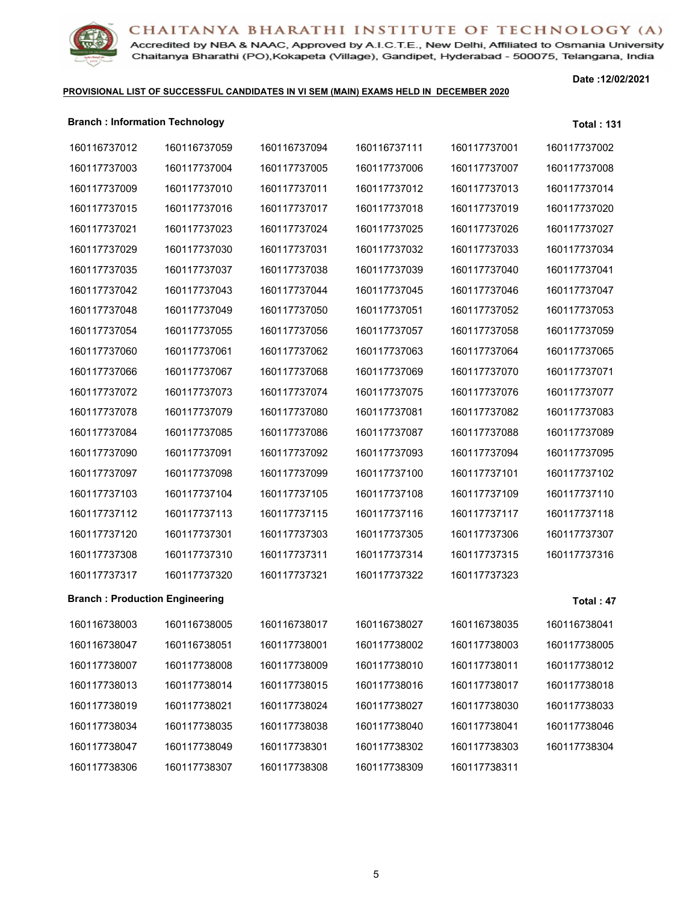**CHAITANYA BHARATHI INSTITUTE OF TECHNOLOGY (A)**
Accredited by NBA & NAAC, Approved by A.I.C.T.E., New Delhi, Affiliated to Osmania University
Chaitanya Bharathi (PO),Kokapeta (Village), Gandipet, Hyderabad - 500075, Telangana, India

**Date :12/02/2021**

**PROVISIONAL LIST OF SUCCESSFUL CANDIDATES IN VI SEM (MAIN) EXAMS HELD IN DECEMBER 2020**

**Branch : Information Technology** **Total : 131**

| | | | | | |
|---|---|---|---|---|---|
| 160116737012 | 160116737059 | 160116737094 | 160116737111 | 160117737001 | 160117737002 |
| 160117737003 | 160117737004 | 160117737005 | 160117737006 | 160117737007 | 160117737008 |
| 160117737009 | 160117737010 | 160117737011 | 160117737012 | 160117737013 | 160117737014 |
| 160117737015 | 160117737016 | 160117737017 | 160117737018 | 160117737019 | 160117737020 |
| 160117737021 | 160117737023 | 160117737024 | 160117737025 | 160117737026 | 160117737027 |
| 160117737029 | 160117737030 | 160117737031 | 160117737032 | 160117737033 | 160117737034 |
| 160117737035 | 160117737037 | 160117737038 | 160117737039 | 160117737040 | 160117737041 |
| 160117737042 | 160117737043 | 160117737044 | 160117737045 | 160117737046 | 160117737047 |
| 160117737048 | 160117737049 | 160117737050 | 160117737051 | 160117737052 | 160117737053 |
| 160117737054 | 160117737055 | 160117737056 | 160117737057 | 160117737058 | 160117737059 |
| 160117737060 | 160117737061 | 160117737062 | 160117737063 | 160117737064 | 160117737065 |
| 160117737066 | 160117737067 | 160117737068 | 160117737069 | 160117737070 | 160117737071 |
| 160117737072 | 160117737073 | 160117737074 | 160117737075 | 160117737076 | 160117737077 |
| 160117737078 | 160117737079 | 160117737080 | 160117737081 | 160117737082 | 160117737083 |
| 160117737084 | 160117737085 | 160117737086 | 160117737087 | 160117737088 | 160117737089 |
| 160117737090 | 160117737091 | 160117737092 | 160117737093 | 160117737094 | 160117737095 |
| 160117737097 | 160117737098 | 160117737099 | 160117737100 | 160117737101 | 160117737102 |
| 160117737103 | 160117737104 | 160117737105 | 160117737108 | 160117737109 | 160117737110 |
| 160117737112 | 160117737113 | 160117737115 | 160117737116 | 160117737117 | 160117737118 |
| 160117737120 | 160117737301 | 160117737303 | 160117737305 | 160117737306 | 160117737307 |
| 160117737308 | 160117737310 | 160117737311 | 160117737314 | 160117737315 | 160117737316 |
| 160117737317 | 160117737320 | 160117737321 | 160117737322 | 160117737323 | |

**Branch : Production Engineering** **Total : 47**

| | | | | | |
|---|---|---|---|---|---|
| 160116738003 | 160116738005 | 160116738017 | 160116738027 | 160116738035 | 160116738041 |
| 160116738047 | 160116738051 | 160117738001 | 160117738002 | 160117738003 | 160117738005 |
| 160117738007 | 160117738008 | 160117738009 | 160117738010 | 160117738011 | 160117738012 |
| 160117738013 | 160117738014 | 160117738015 | 160117738016 | 160117738017 | 160117738018 |
| 160117738019 | 160117738021 | 160117738024 | 160117738027 | 160117738030 | 160117738033 |
| 160117738034 | 160117738035 | 160117738038 | 160117738040 | 160117738041 | 160117738046 |
| 160117738047 | 160117738049 | 160117738301 | 160117738302 | 160117738303 | 160117738304 |
| 160117738306 | 160117738307 | 160117738308 | 160117738309 | 160117738311 | |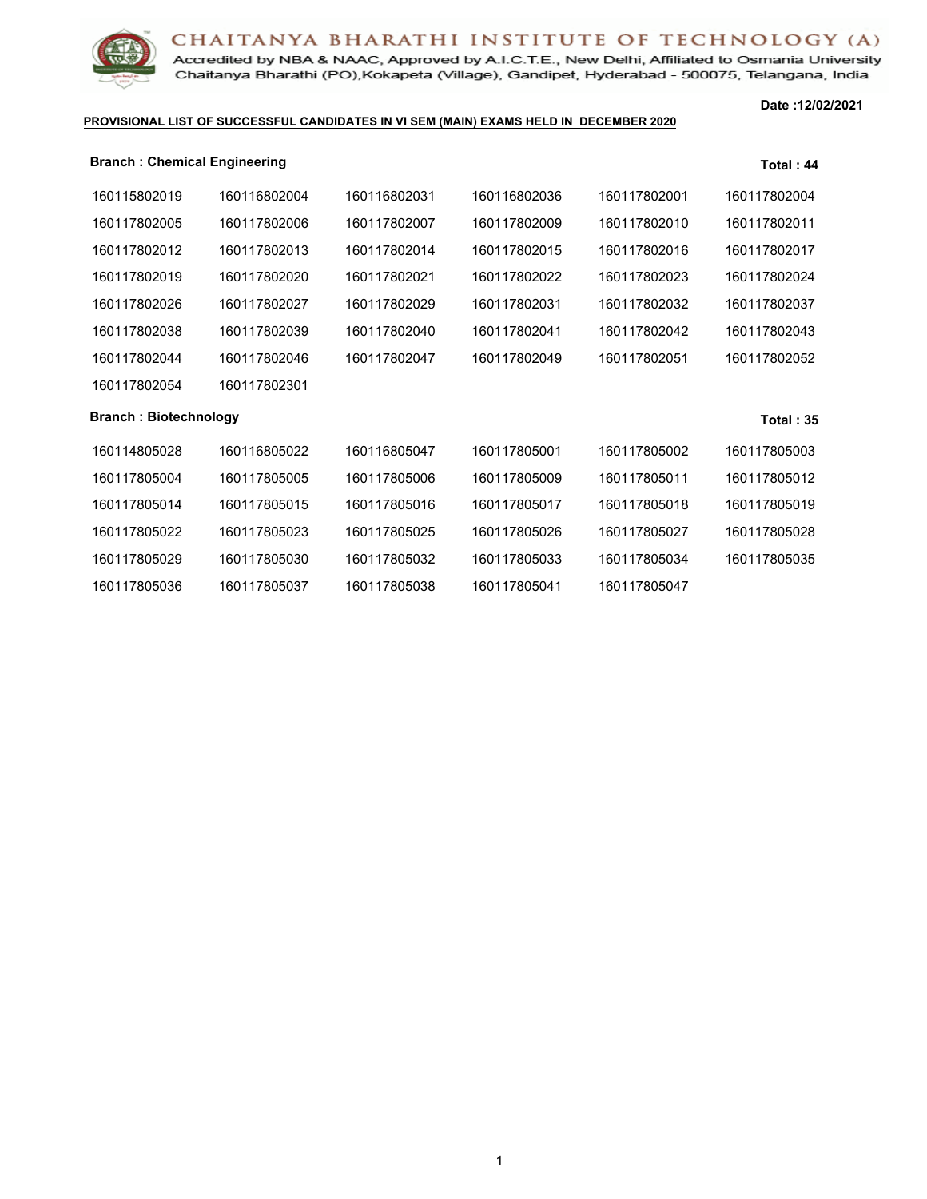# CHAITANYA BHARATHI INSTITUTE OF TECHNOLOGY (A)

Accredited by NBA & NAAC, Approved by A.I.C.T.E., New Delhi, Affiliated to Osmania University
Chaitanya Bharathi (PO),Kokapeta (Village), Gandipet, Hyderabad - 500075, Telangana, India

**Date :12/02/2021**

**PROVISIONAL LIST OF SUCCESSFUL CANDIDATES IN VI SEM (MAIN) EXAMS HELD IN DECEMBER 2020**

**Branch : Chemical Engineering** **Total : 44**

| | | | | | |
|---|---|---|---|---|---|
| 160115802019 | 160116802004 | 160116802031 | 160116802036 | 160117802001 | 160117802004 |
| 160117802005 | 160117802006 | 160117802007 | 160117802009 | 160117802010 | 160117802011 |
| 160117802012 | 160117802013 | 160117802014 | 160117802015 | 160117802016 | 160117802017 |
| 160117802019 | 160117802020 | 160117802021 | 160117802022 | 160117802023 | 160117802024 |
| 160117802026 | 160117802027 | 160117802029 | 160117802031 | 160117802032 | 160117802037 |
| 160117802038 | 160117802039 | 160117802040 | 160117802041 | 160117802042 | 160117802043 |
| 160117802044 | 160117802046 | 160117802047 | 160117802049 | 160117802051 | 160117802052 |
| 160117802054 | 160117802301 | | | | |

**Branch : Biotechnology** **Total : 35**

| | | | | | |
|---|---|---|---|---|---|
| 160114805028 | 160116805022 | 160116805047 | 160117805001 | 160117805002 | 160117805003 |
| 160117805004 | 160117805005 | 160117805006 | 160117805009 | 160117805011 | 160117805012 |
| 160117805014 | 160117805015 | 160117805016 | 160117805017 | 160117805018 | 160117805019 |
| 160117805022 | 160117805023 | 160117805025 | 160117805026 | 160117805027 | 160117805028 |
| 160117805029 | 160117805030 | 160117805032 | 160117805033 | 160117805034 | 160117805035 |
| 160117805036 | 160117805037 | 160117805038 | 160117805041 | 160117805047 | |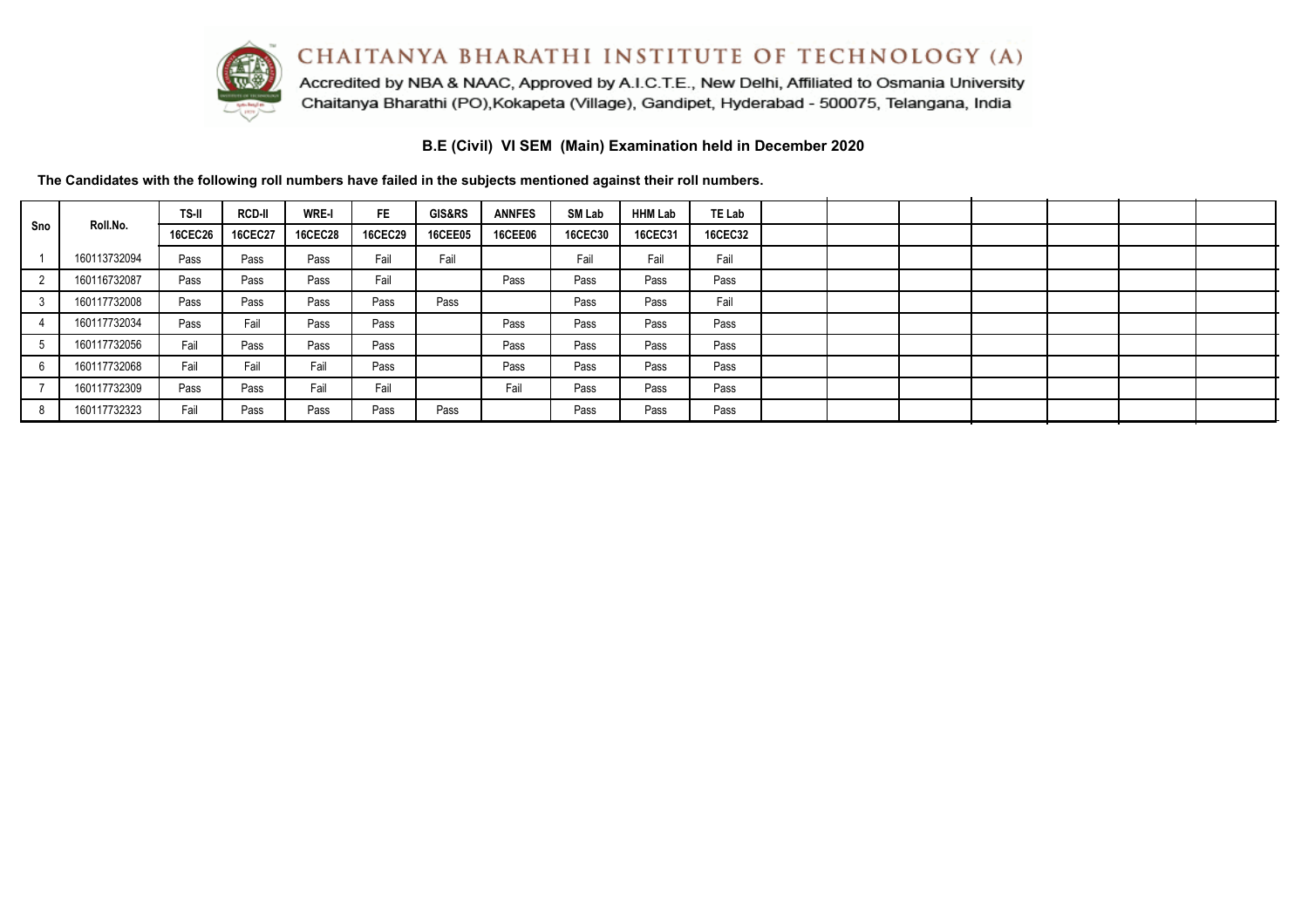CHAITANYA BHARATHI INSTITUTE OF TECHNOLOGY (A)

Accredited by NBA & NAAC, Approved by A.I.C.T.E., New Delhi, Affiliated to Osmania University
Chaitanya Bharathi (PO),Kokapeta (Village), Gandipet, Hyderabad - 500075, Telangana, India

## B.E (Civil) VI SEM (Main) Examination held in December 2020

**The Candidates with the following roll numbers have failed in the subjects mentioned against their roll numbers.**

| Sno | Roll.No. | TS-II | RCD-II | WRE-I | FE | GIS&RS | ANNFES | SM Lab | HHM Lab | TE Lab |
|---|---|---|---|---|---|---|---|---|---|---|
| | | 16CEC26 | 16CEC27 | 16CEC28 | 16CEC29 | 16CEE05 | 16CEE06 | 16CEC30 | 16CEC31 | 16CEC32 |
| 1 | 160113732094 | Pass | Pass | Pass | Fail | Fail | | Fail | Fail | Fail |
| 2 | 160116732087 | Pass | Pass | Pass | Fail | | Pass | Pass | Pass | Pass |
| 3 | 160117732008 | Pass | Pass | Pass | Pass | Pass | | Pass | Pass | Fail |
| 4 | 160117732034 | Pass | Fail | Pass | Pass | | Pass | Pass | Pass | Pass |
| 5 | 160117732056 | Fail | Pass | Pass | Pass | | Pass | Pass | Pass | Pass |
| 6 | 160117732068 | Fail | Fail | Fail | Pass | | Pass | Pass | Pass | Pass |
| 7 | 160117732309 | Pass | Pass | Fail | Fail | | Fail | Pass | Pass | Pass |
| 8 | 160117732323 | Fail | Pass | Pass | Pass | Pass | | Pass | Pass | Pass |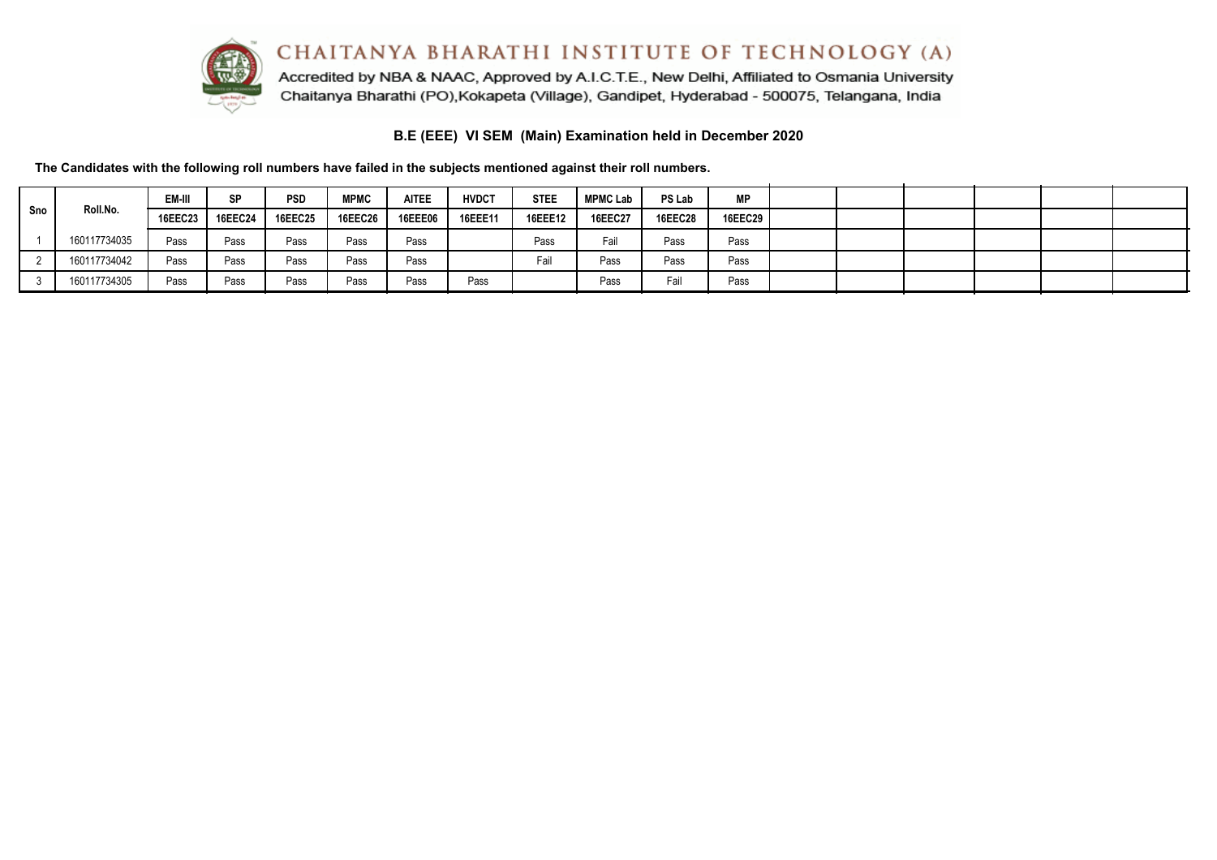# CHAITANYA BHARATHI INSTITUTE OF TECHNOLOGY (A)

Accredited by NBA & NAAC, Approved by A.I.C.T.E., New Delhi, Affiliated to Osmania University
Chaitanya Bharathi (PO),Kokapeta (Village), Gandipet, Hyderabad - 500075, Telangana, India

## B.E (EEE) VI SEM (Main) Examination held in December 2020

**The Candidates with the following roll numbers have failed in the subjects mentioned against their roll numbers.**

| Sno | Roll.No. | EM-III | SP | PSD | MPMC | AITEE | HVDCT | STEE | MPMC Lab | PS Lab | MP | | | | | | |
|---|---|---|---|---|---|---|---|---|---|---|---|---|---|---|---|---|---|
| | | 16EEC23 | 16EEC24 | 16EEC25 | 16EEC26 | 16EEE06 | 16EEE11 | 16EEE12 | 16EEC27 | 16EEC28 | 16EEC29 | | | | | | |
| 1 | 160117734035 | Pass | Pass | Pass | Pass | Pass | | Pass | Fail | Pass | Pass | | | | | | |
| 2 | 160117734042 | Pass | Pass | Pass | Pass | Pass | | Fail | Pass | Pass | Pass | | | | | | |
| 3 | 160117734305 | Pass | Pass | Pass | Pass | Pass | Pass | | Pass | Fail | Pass | | | | | | |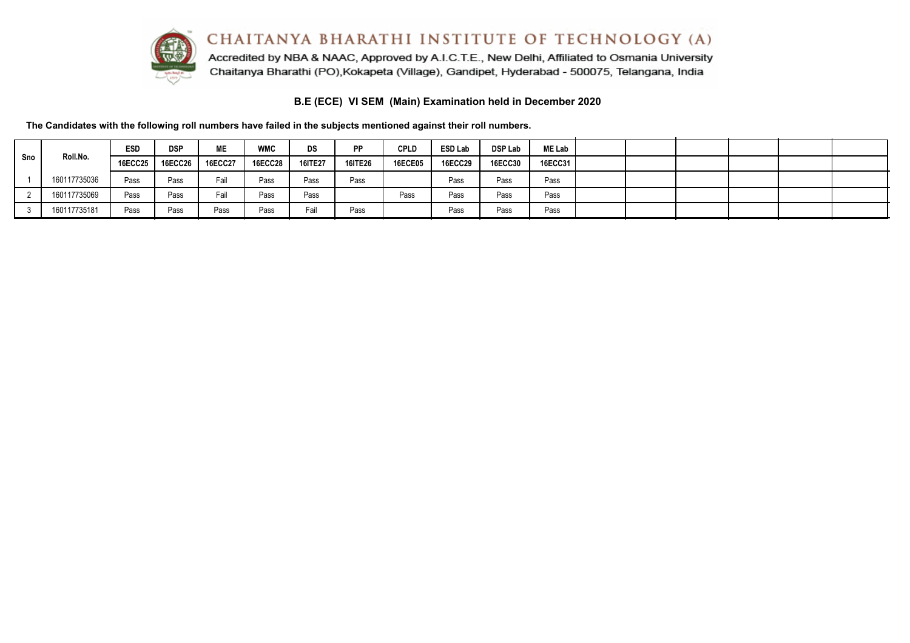# CHAITANYA BHARATHI INSTITUTE OF TECHNOLOGY (A)

Accredited by NBA & NAAC, Approved by A.I.C.T.E., New Delhi, Affiliated to Osmania University
Chaitanya Bharathi (PO),Kokapeta (Village), Gandipet, Hyderabad - 500075, Telangana, India

## B.E (ECE) VI SEM (Main) Examination held in December 2020

**The Candidates with the following roll numbers have failed in the subjects mentioned against their roll numbers.**

| Sno | Roll.No. | ESD | DSP | ME | WMC | DS | PP | CPLD | ESD Lab | DSP Lab | ME Lab | | | | | | |
|---|---|---|---|---|---|---|---|---|---|---|---|---|---|---|---|---|---|
| | | 16ECC25 | 16ECC26 | 16ECC27 | 16ECC28 | 16ITE27 | 16ITE26 | 16ECE05 | 16ECC29 | 16ECC30 | 16ECC31 | | | | | | |
| 1 | 160117735036 | Pass | Pass | Fail | Pass | Pass | Pass | | Pass | Pass | Pass | | | | | | |
| 2 | 160117735069 | Pass | Pass | Fail | Pass | Pass | | Pass | Pass | Pass | Pass | | | | | | |
| 3 | 160117735181 | Pass | Pass | Pass | Pass | Fail | Pass | | Pass | Pass | Pass | | | | | | |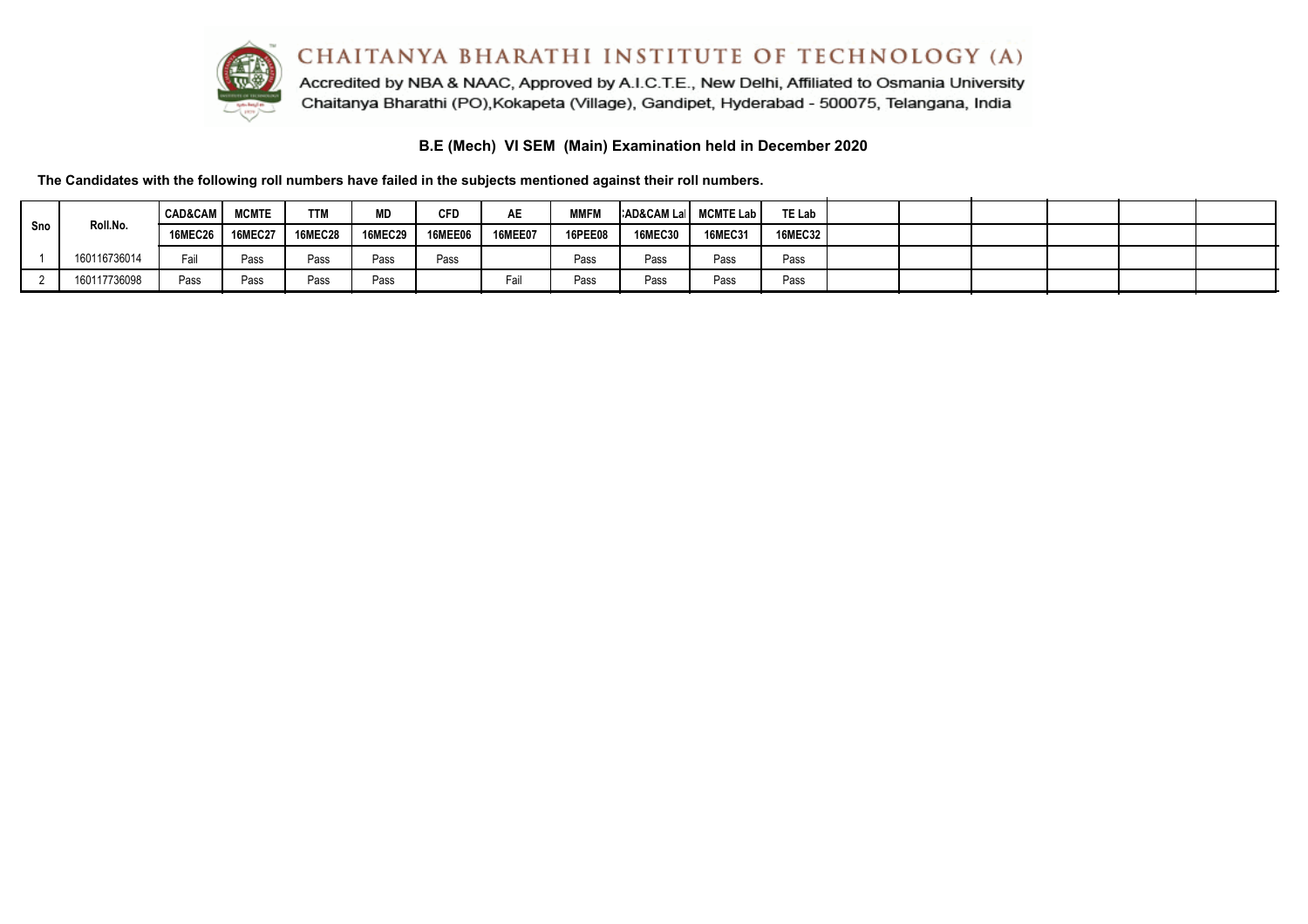# CHAITANYA BHARATHI INSTITUTE OF TECHNOLOGY (A)

Accredited by NBA & NAAC, Approved by A.I.C.T.E., New Delhi, Affiliated to Osmania University
Chaitanya Bharathi (PO),Kokapeta (Village), Gandipet, Hyderabad - 500075, Telangana, India

## B.E (Mech) VI SEM (Main) Examination held in December 2020

**The Candidates with the following roll numbers have failed in the subjects mentioned against their roll numbers.**

| Sno | Roll.No. | CAD&CAM | MCMTE | TTM | MD | CFD | AE | MMFM | :AD&CAM Lal | MCMTE Lab | TE Lab | | | | | | |
|---|---|---|---|---|---|---|---|---|---|---|---|---|---|---|---|---|---|
| | | 16MEC26 | 16MEC27 | 16MEC28 | 16MEC29 | 16MEE06 | 16MEE07 | 16PEE08 | 16MEC30 | 16MEC31 | 16MEC32 | | | | | | |
| 1 | 160116736014 | Fail | Pass | Pass | Pass | Pass | | Pass | Pass | Pass | Pass | | | | | | |
| 2 | 160117736098 | Pass | Pass | Pass | Pass | | Fail | Pass | Pass | Pass | Pass | | | | | | |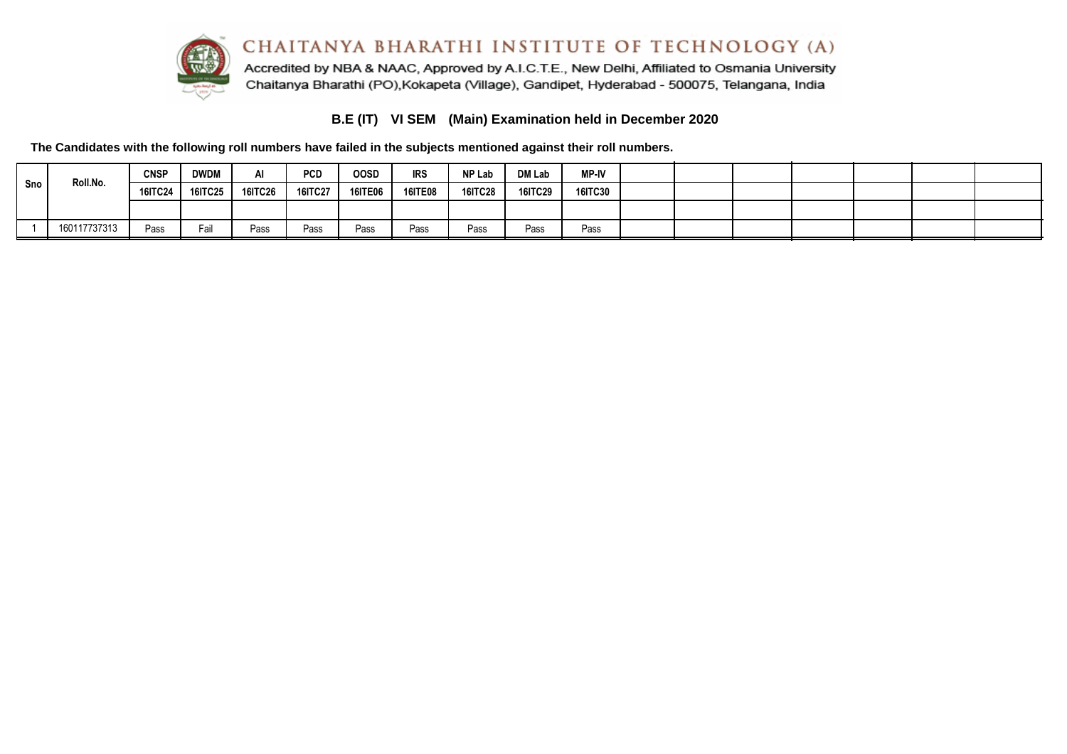# CHAITANYA BHARATHI INSTITUTE OF TECHNOLOGY (A)

Accredited by NBA & NAAC, Approved by A.I.C.T.E., New Delhi, Affiliated to Osmania University
Chaitanya Bharathi (PO),Kokapeta (Village), Gandipet, Hyderabad - 500075, Telangana, India

## B.E (IT) VI SEM (Main) Examination held in December 2020

**The Candidates with the following roll numbers have failed in the subjects mentioned against their roll numbers.**

| Sno | Roll.No. | CNSP | DWDM | AI | PCD | OOSD | IRS | NP Lab | DM Lab | MP-IV | | | | | | | |
|---|---|---|---|---|---|---|---|---|---|---|---|---|---|---|---|---|---|
| | | 16ITC24 | 16ITC25 | 16ITC26 | 16ITC27 | 16ITE06 | 16ITE08 | 16ITC28 | 16ITC29 | 16ITC30 | | | | | | | |
| | | | | | | | | | | | | | | | | | |
| 1 | 160117737313 | Pass | Fail | Pass | Pass | Pass | Pass | Pass | Pass | Pass | | | | | | | |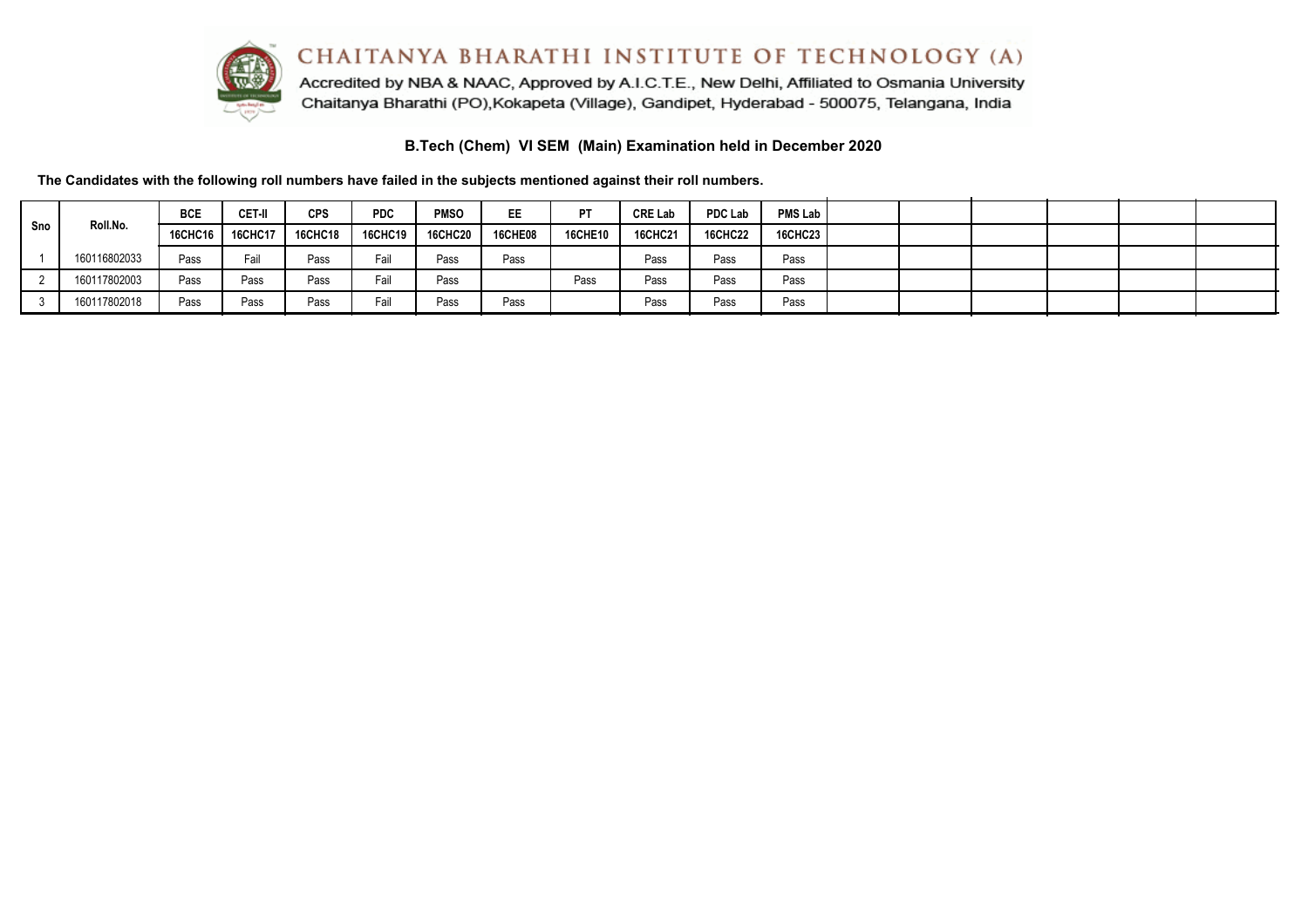CHAITANYA BHARATHI INSTITUTE OF TECHNOLOGY (A)

Accredited by NBA & NAAC, Approved by A.I.C.T.E., New Delhi, Affiliated to Osmania University

Chaitanya Bharathi (PO),Kokapeta (Village), Gandipet, Hyderabad - 500075, Telangana, India

## B.Tech (Chem) VI SEM (Main) Examination held in December 2020

**The Candidates with the following roll numbers have failed in the subjects mentioned against their roll numbers.**

| Sno | Roll.No. | BCE | CET-II | CPS | PDC | PMSO | EE | PT | CRE Lab | PDC Lab | PMS Lab | | | | | | |
|---|---|---|---|---|---|---|---|---|---|---|---|---|---|---|---|---|---|
| | | 16CHC16 | 16CHC17 | 16CHC18 | 16CHC19 | 16CHC20 | 16CHE08 | 16CHE10 | 16CHC21 | 16CHC22 | 16CHC23 | | | | | | |
| 1 | 160116802033 | Pass | Fail | Pass | Fail | Pass | Pass | | Pass | Pass | Pass | | | | | | |
| 2 | 160117802003 | Pass | Pass | Pass | Fail | Pass | | Pass | Pass | Pass | Pass | | | | | | |
| 3 | 160117802018 | Pass | Pass | Pass | Fail | Pass | Pass | | Pass | Pass | Pass | | | | | | |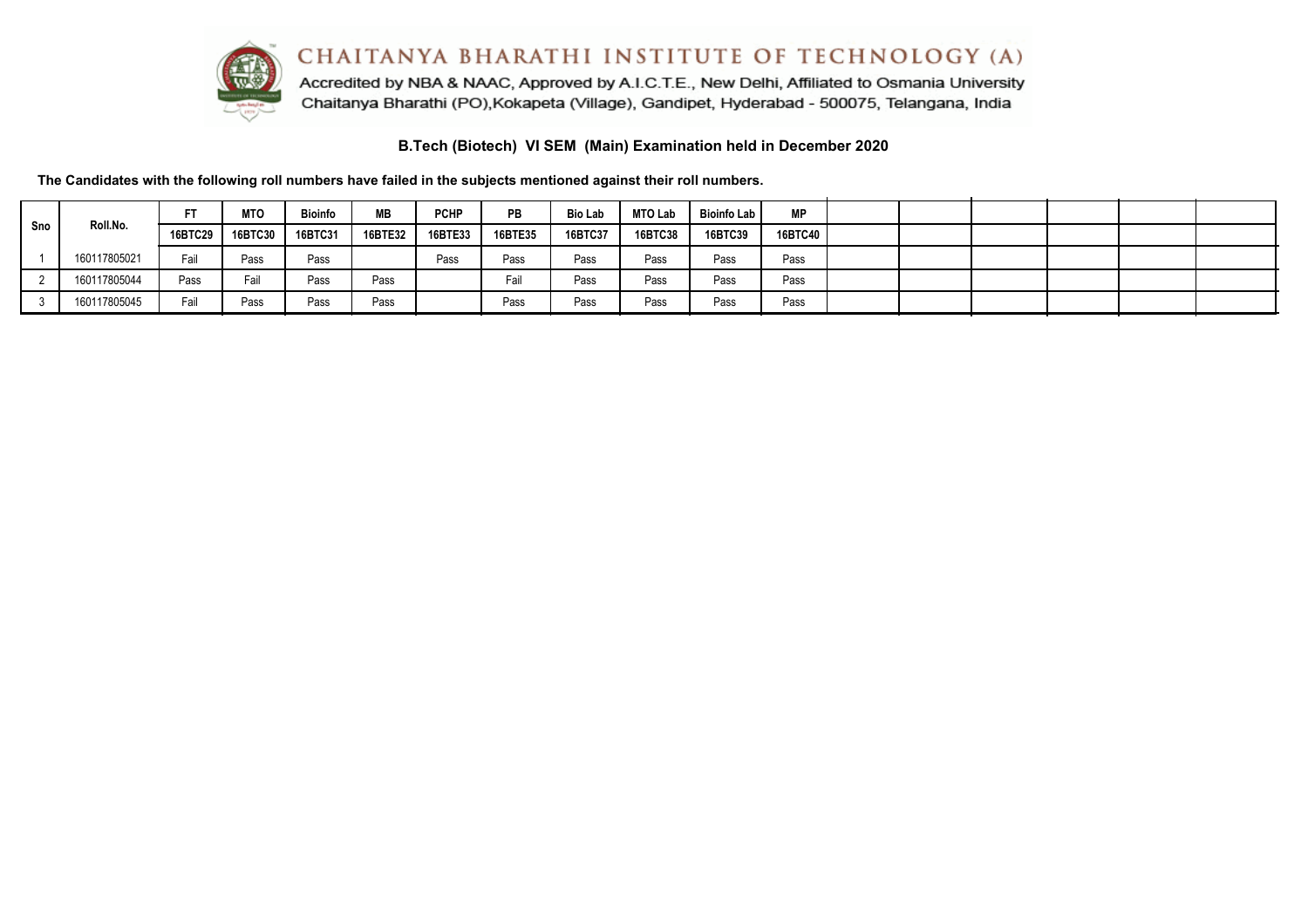CHAITANYA BHARATHI INSTITUTE OF TECHNOLOGY (A)

Accredited by NBA & NAAC, Approved by A.I.C.T.E., New Delhi, Affiliated to Osmania University
Chaitanya Bharathi (PO),Kokapeta (Village), Gandipet, Hyderabad - 500075, Telangana, India

## B.Tech (Biotech) VI SEM (Main) Examination held in December 2020

**The Candidates with the following roll numbers have failed in the subjects mentioned against their roll numbers.**

| Sno | Roll.No. | FT | MTO | Bioinfo | MB | PCHP | PB | Bio Lab | MTO Lab | Bioinfo Lab | MP | | | | | | |
|---|---|---|---|---|---|---|---|---|---|---|---|---|---|---|---|---|---|
| | | 16BTC29 | 16BTC30 | 16BTC31 | 16BTE32 | 16BTE33 | 16BTE35 | 16BTC37 | 16BTC38 | 16BTC39 | 16BTC40 | | | | | | |
| 1 | 160117805021 | Fail | Pass | Pass | | Pass | Pass | Pass | Pass | Pass | Pass | | | | | | |
| 2 | 160117805044 | Pass | Fail | Pass | Pass | | Fail | Pass | Pass | Pass | Pass | | | | | | |
| 3 | 160117805045 | Fail | Pass | Pass | Pass | | Pass | Pass | Pass | Pass | Pass | | | | | | |